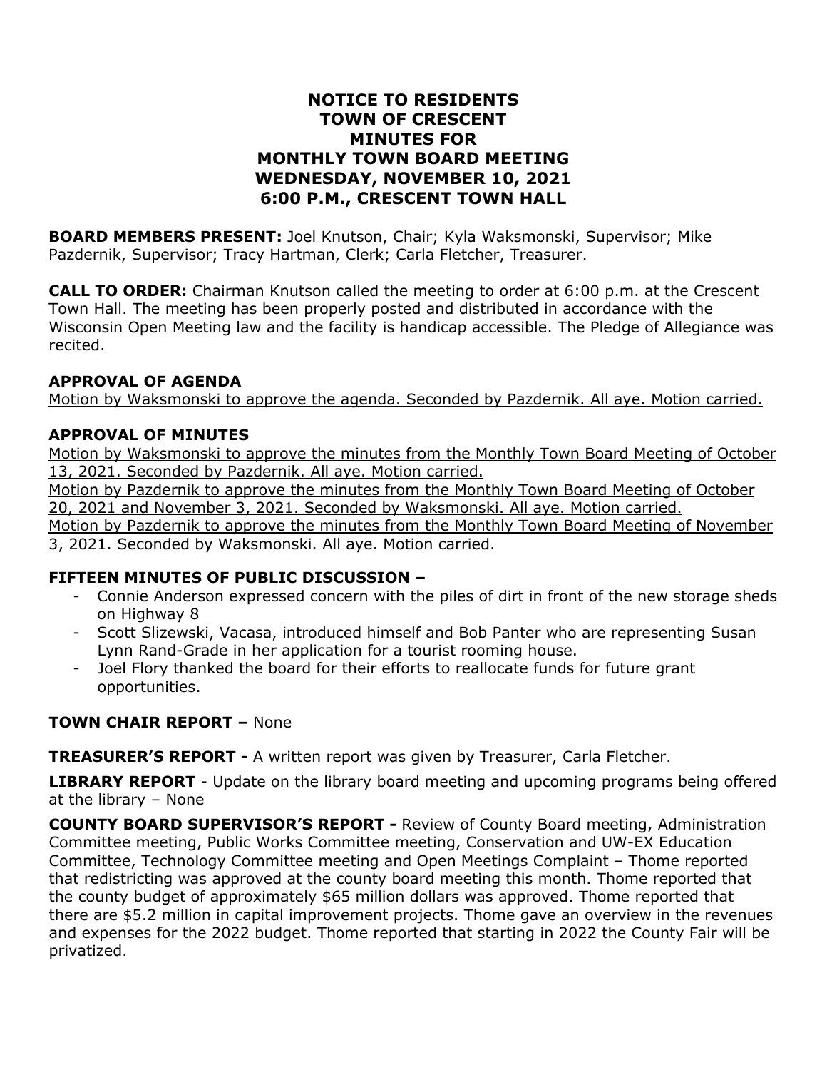# NOTICE TO RESIDENTS
# TOWN OF CRESCENT
# MINUTES FOR
# MONTHLY TOWN BOARD MEETING
# WEDNESDAY, NOVEMBER 10, 2021
# 6:00 P.M., CRESCENT TOWN HALL

**BOARD MEMBERS PRESENT:** Joel Knutson, Chair; Kyla Waksmonski, Supervisor; Mike Pazdernik, Supervisor; Tracy Hartman, Clerk; Carla Fletcher, Treasurer.

**CALL TO ORDER:** Chairman Knutson called the meeting to order at 6:00 p.m. at the Crescent Town Hall. The meeting has been properly posted and distributed in accordance with the Wisconsin Open Meeting law and the facility is handicap accessible. The Pledge of Allegiance was recited.

**APPROVAL OF AGENDA**

Motion by Waksmonski to approve the agenda. Seconded by Pazdernik. All aye. Motion carried.

**APPROVAL OF MINUTES**

Motion by Waksmonski to approve the minutes from the Monthly Town Board Meeting of October 13, 2021. Seconded by Pazdernik. All aye. Motion carried.

Motion by Pazdernik to approve the minutes from the Monthly Town Board Meeting of October 20, 2021 and November 3, 2021. Seconded by Waksmonski. All aye. Motion carried.

Motion by Pazdernik to approve the minutes from the Monthly Town Board Meeting of November 3, 2021. Seconded by Waksmonski. All aye. Motion carried.

**FIFTEEN MINUTES OF PUBLIC DISCUSSION –**

- Connie Anderson expressed concern with the piles of dirt in front of the new storage sheds on Highway 8
- Scott Slizewski, Vacasa, introduced himself and Bob Panter who are representing Susan Lynn Rand-Grade in her application for a tourist rooming house.
- Joel Flory thanked the board for their efforts to reallocate funds for future grant opportunities.

**TOWN CHAIR REPORT –** None

**TREASURER'S REPORT -** A written report was given by Treasurer, Carla Fletcher.

**LIBRARY REPORT** - Update on the library board meeting and upcoming programs being offered at the library – None

**COUNTY BOARD SUPERVISOR'S REPORT -** Review of County Board meeting, Administration Committee meeting, Public Works Committee meeting, Conservation and UW-EX Education Committee, Technology Committee meeting and Open Meetings Complaint – Thome reported that redistricting was approved at the county board meeting this month. Thome reported that the county budget of approximately $65 million dollars was approved. Thome reported that there are $5.2 million in capital improvement projects. Thome gave an overview in the revenues and expenses for the 2022 budget. Thome reported that starting in 2022 the County Fair will be privatized.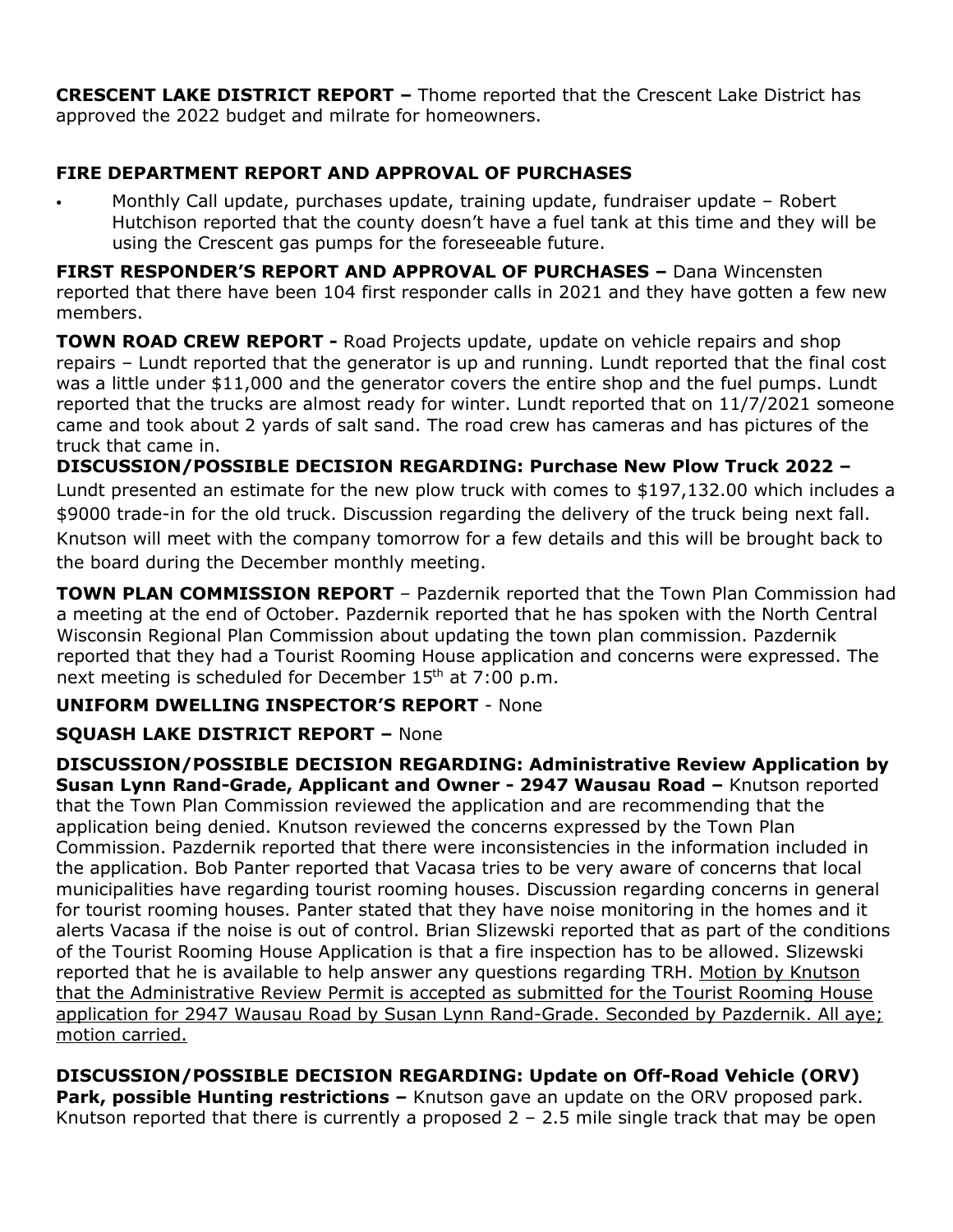**CRESCENT LAKE DISTRICT REPORT –** Thome reported that the Crescent Lake District has approved the 2022 budget and milrate for homeowners.

**FIRE DEPARTMENT REPORT AND APPROVAL OF PURCHASES**

- Monthly Call update, purchases update, training update, fundraiser update – Robert Hutchison reported that the county doesn't have a fuel tank at this time and they will be using the Crescent gas pumps for the foreseeable future.

**FIRST RESPONDER'S REPORT AND APPROVAL OF PURCHASES –** Dana Wincensten reported that there have been 104 first responder calls in 2021 and they have gotten a few new members.

**TOWN ROAD CREW REPORT -** Road Projects update, update on vehicle repairs and shop repairs – Lundt reported that the generator is up and running. Lundt reported that the final cost was a little under $11,000 and the generator covers the entire shop and the fuel pumps. Lundt reported that the trucks are almost ready for winter. Lundt reported that on 11/7/2021 someone came and took about 2 yards of salt sand. The road crew has cameras and has pictures of the truck that came in.

**DISCUSSION/POSSIBLE DECISION REGARDING: Purchase New Plow Truck 2022 –** Lundt presented an estimate for the new plow truck with comes to $197,132.00 which includes a $9000 trade-in for the old truck. Discussion regarding the delivery of the truck being next fall. Knutson will meet with the company tomorrow for a few details and this will be brought back to the board during the December monthly meeting.

**TOWN PLAN COMMISSION REPORT** – Pazdernik reported that the Town Plan Commission had a meeting at the end of October. Pazdernik reported that he has spoken with the North Central Wisconsin Regional Plan Commission about updating the town plan commission. Pazdernik reported that they had a Tourist Rooming House application and concerns were expressed. The next meeting is scheduled for December 15th at 7:00 p.m.

**UNIFORM DWELLING INSPECTOR'S REPORT** - None

**SQUASH LAKE DISTRICT REPORT –** None

**DISCUSSION/POSSIBLE DECISION REGARDING: Administrative Review Application by Susan Lynn Rand-Grade, Applicant and Owner - 2947 Wausau Road –** Knutson reported that the Town Plan Commission reviewed the application and are recommending that the application being denied. Knutson reviewed the concerns expressed by the Town Plan Commission. Pazdernik reported that there were inconsistencies in the information included in the application. Bob Panter reported that Vacasa tries to be very aware of concerns that local municipalities have regarding tourist rooming houses. Discussion regarding concerns in general for tourist rooming houses. Panter stated that they have noise monitoring in the homes and it alerts Vacasa if the noise is out of control. Brian Slizewski reported that as part of the conditions of the Tourist Rooming House Application is that a fire inspection has to be allowed. Slizewski reported that he is available to help answer any questions regarding TRH. <u>Motion by Knutson that the Administrative Review Permit is accepted as submitted for the Tourist Rooming House application for 2947 Wausau Road by Susan Lynn Rand-Grade. Seconded by Pazdernik. All aye; motion carried.</u>

**DISCUSSION/POSSIBLE DECISION REGARDING: Update on Off-Road Vehicle (ORV) Park, possible Hunting restrictions –** Knutson gave an update on the ORV proposed park. Knutson reported that there is currently a proposed 2 – 2.5 mile single track that may be open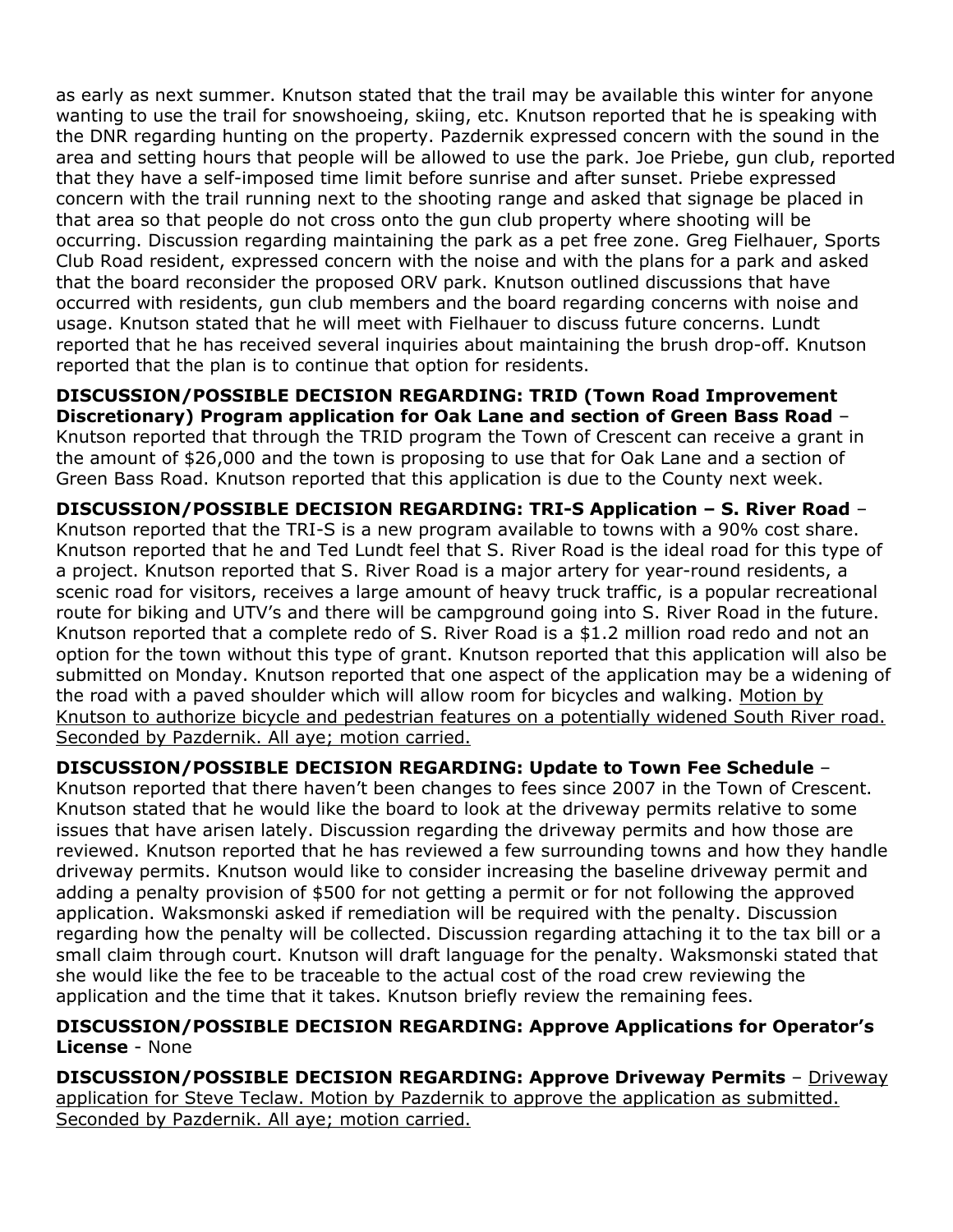as early as next summer. Knutson stated that the trail may be available this winter for anyone wanting to use the trail for snowshoeing, skiing, etc. Knutson reported that he is speaking with the DNR regarding hunting on the property. Pazdernik expressed concern with the sound in the area and setting hours that people will be allowed to use the park. Joe Priebe, gun club, reported that they have a self-imposed time limit before sunrise and after sunset. Priebe expressed concern with the trail running next to the shooting range and asked that signage be placed in that area so that people do not cross onto the gun club property where shooting will be occurring. Discussion regarding maintaining the park as a pet free zone. Greg Fielhauer, Sports Club Road resident, expressed concern with the noise and with the plans for a park and asked that the board reconsider the proposed ORV park. Knutson outlined discussions that have occurred with residents, gun club members and the board regarding concerns with noise and usage. Knutson stated that he will meet with Fielhauer to discuss future concerns. Lundt reported that he has received several inquiries about maintaining the brush drop-off. Knutson reported that the plan is to continue that option for residents.

**DISCUSSION/POSSIBLE DECISION REGARDING: TRID (Town Road Improvement Discretionary) Program application for Oak Lane and section of Green Bass Road** – Knutson reported that through the TRID program the Town of Crescent can receive a grant in the amount of $26,000 and the town is proposing to use that for Oak Lane and a section of Green Bass Road. Knutson reported that this application is due to the County next week.

**DISCUSSION/POSSIBLE DECISION REGARDING: TRI-S Application – S. River Road** – Knutson reported that the TRI-S is a new program available to towns with a 90% cost share. Knutson reported that he and Ted Lundt feel that S. River Road is the ideal road for this type of a project. Knutson reported that S. River Road is a major artery for year-round residents, a scenic road for visitors, receives a large amount of heavy truck traffic, is a popular recreational route for biking and UTV's and there will be campground going into S. River Road in the future. Knutson reported that a complete redo of S. River Road is a $1.2 million road redo and not an option for the town without this type of grant. Knutson reported that this application will also be submitted on Monday. Knutson reported that one aspect of the application may be a widening of the road with a paved shoulder which will allow room for bicycles and walking. Motion by Knutson to authorize bicycle and pedestrian features on a potentially widened South River road. Seconded by Pazdernik. All aye; motion carried.

**DISCUSSION/POSSIBLE DECISION REGARDING: Update to Town Fee Schedule** – Knutson reported that there haven't been changes to fees since 2007 in the Town of Crescent. Knutson stated that he would like the board to look at the driveway permits relative to some issues that have arisen lately. Discussion regarding the driveway permits and how those are reviewed. Knutson reported that he has reviewed a few surrounding towns and how they handle driveway permits. Knutson would like to consider increasing the baseline driveway permit and adding a penalty provision of $500 for not getting a permit or for not following the approved application. Waksmonski asked if remediation will be required with the penalty. Discussion regarding how the penalty will be collected. Discussion regarding attaching it to the tax bill or a small claim through court. Knutson will draft language for the penalty. Waksmonski stated that she would like the fee to be traceable to the actual cost of the road crew reviewing the application and the time that it takes. Knutson briefly review the remaining fees.

**DISCUSSION/POSSIBLE DECISION REGARDING: Approve Applications for Operator's License** - None

**DISCUSSION/POSSIBLE DECISION REGARDING: Approve Driveway Permits** – Driveway application for Steve Teclaw. Motion by Pazdernik to approve the application as submitted. Seconded by Pazdernik. All aye; motion carried.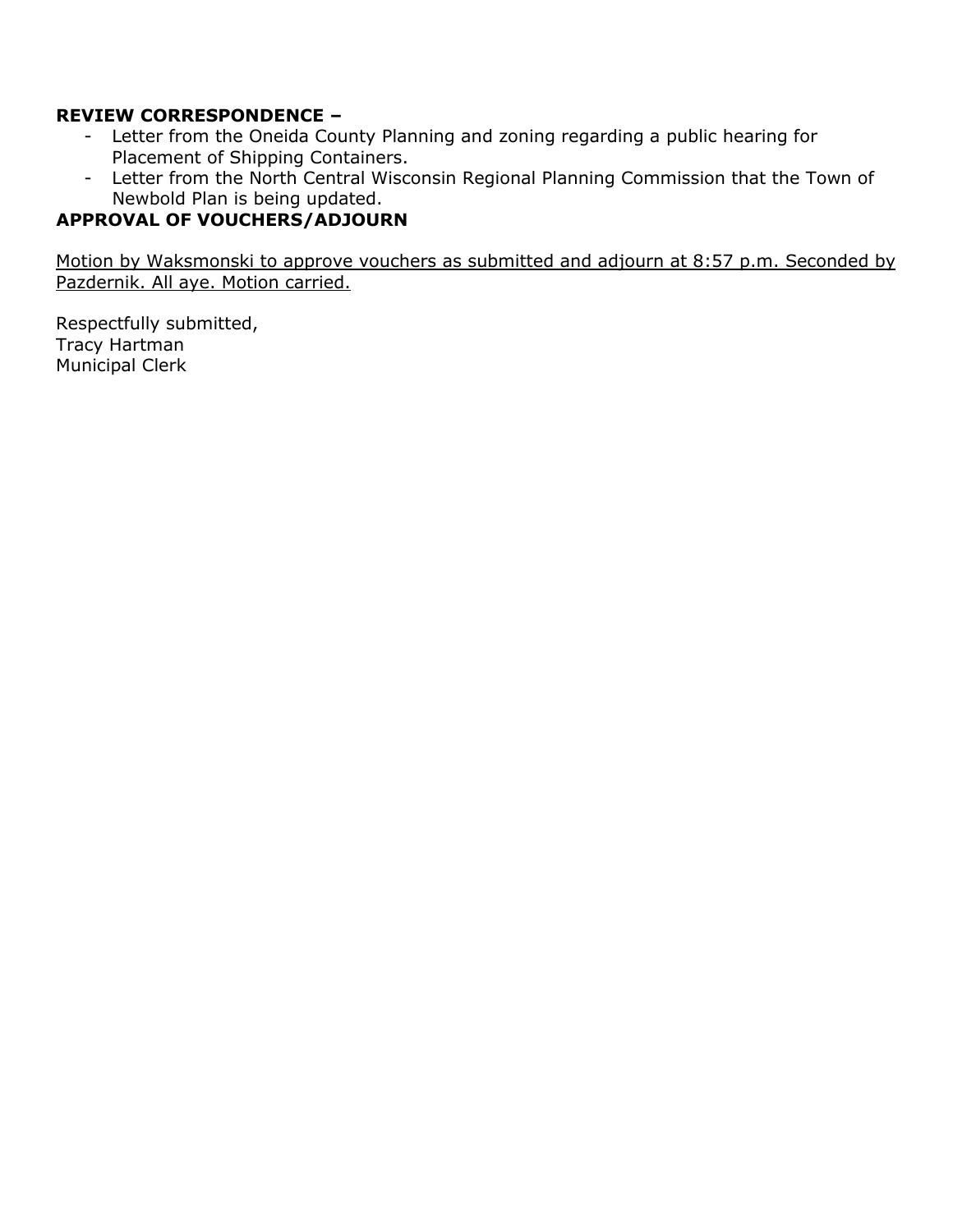**REVIEW CORRESPONDENCE –**

- Letter from the Oneida County Planning and zoning regarding a public hearing for Placement of Shipping Containers.
- Letter from the North Central Wisconsin Regional Planning Commission that the Town of Newbold Plan is being updated.

**APPROVAL OF VOUCHERS/ADJOURN**

<u>Motion by Waksmonski to approve vouchers as submitted and adjourn at 8:57 p.m. Seconded by Pazdernik. All aye. Motion carried.</u>

Respectfully submitted,
Tracy Hartman
Municipal Clerk